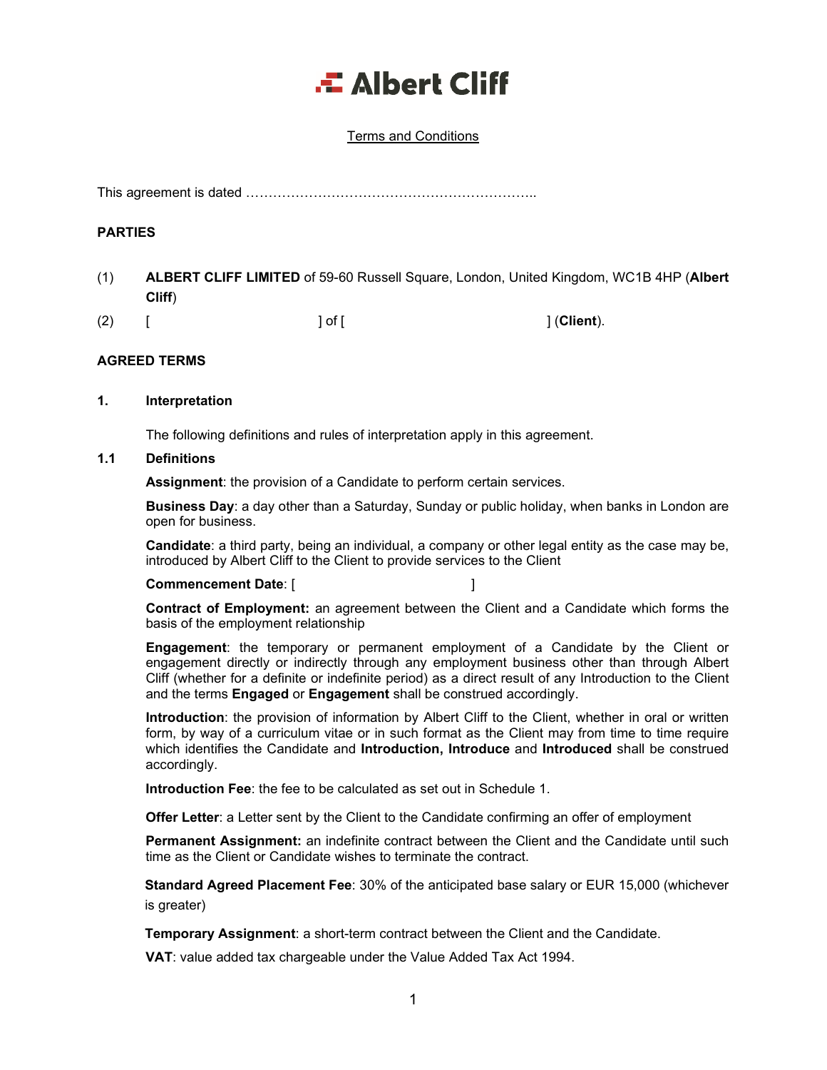# Albert Cliff

Terms and Conditions

This agreement is dated ……………………………………………………………..

**PARTIES**

(1) **ALBERT CLIFF LIMITED** of 59-60 Russell Square, London, United Kingdom, WC1B 4HP (**Albert Cliff**)

(2) [ ] of [ ] (**Client**).

**AGREED TERMS**

**1. Interpretation**

The following definitions and rules of interpretation apply in this agreement.

**1.1 Definitions**

**Assignment**: the provision of a Candidate to perform certain services.

**Business Day**: a day other than a Saturday, Sunday or public holiday, when banks in London are open for business.

**Candidate**: a third party, being an individual, a company or other legal entity as the case may be, introduced by Albert Cliff to the Client to provide services to the Client

**Commencement Date**: [ ]

**Contract of Employment:** an agreement between the Client and a Candidate which forms the basis of the employment relationship

**Engagement**: the temporary or permanent employment of a Candidate by the Client or engagement directly or indirectly through any employment business other than through Albert Cliff (whether for a definite or indefinite period) as a direct result of any Introduction to the Client and the terms **Engaged** or **Engagement** shall be construed accordingly.

**Introduction**: the provision of information by Albert Cliff to the Client, whether in oral or written form, by way of a curriculum vitae or in such format as the Client may from time to time require which identifies the Candidate and **Introduction, Introduce** and **Introduced** shall be construed accordingly.

**Introduction Fee**: the fee to be calculated as set out in Schedule 1.

**Offer Letter**: a Letter sent by the Client to the Candidate confirming an offer of employment

**Permanent Assignment:** an indefinite contract between the Client and the Candidate until such time as the Client or Candidate wishes to terminate the contract.

**Standard Agreed Placement Fee**: 30% of the anticipated base salary or EUR 15,000 (whichever is greater)

**Temporary Assignment**: a short-term contract between the Client and the Candidate.

**VAT**: value added tax chargeable under the Value Added Tax Act 1994.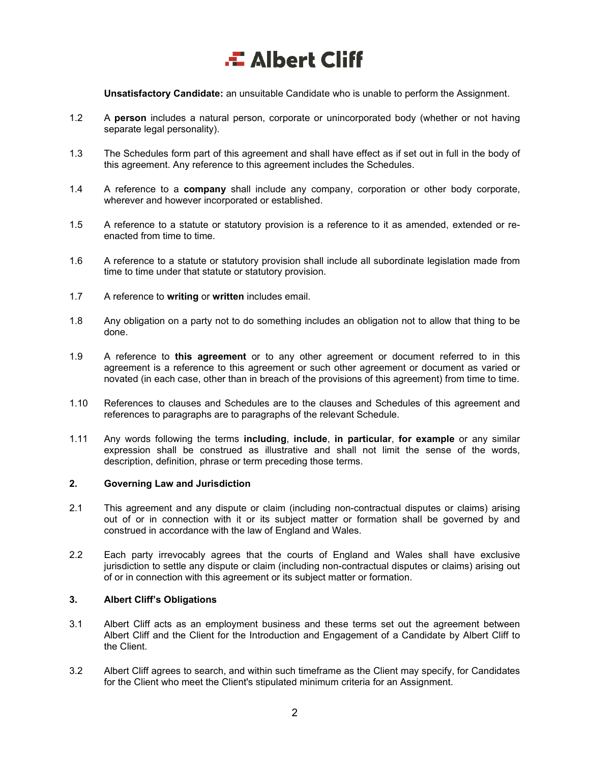**Unsatisfactory Candidate:** an unsuitable Candidate who is unable to perform the Assignment.

1.2 A **person** includes a natural person, corporate or unincorporated body (whether or not having separate legal personality).

1.3 The Schedules form part of this agreement and shall have effect as if set out in full in the body of this agreement. Any reference to this agreement includes the Schedules.

1.4 A reference to a **company** shall include any company, corporation or other body corporate, wherever and however incorporated or established.

1.5 A reference to a statute or statutory provision is a reference to it as amended, extended or re-enacted from time to time.

1.6 A reference to a statute or statutory provision shall include all subordinate legislation made from time to time under that statute or statutory provision.

1.7 A reference to **writing** or **written** includes email.

1.8 Any obligation on a party not to do something includes an obligation not to allow that thing to be done.

1.9 A reference to **this agreement** or to any other agreement or document referred to in this agreement is a reference to this agreement or such other agreement or document as varied or novated (in each case, other than in breach of the provisions of this agreement) from time to time.

1.10 References to clauses and Schedules are to the clauses and Schedules of this agreement and references to paragraphs are to paragraphs of the relevant Schedule.

1.11 Any words following the terms **including**, **include**, **in particular**, **for example** or any similar expression shall be construed as illustrative and shall not limit the sense of the words, description, definition, phrase or term preceding those terms.

## 2. Governing Law and Jurisdiction

2.1 This agreement and any dispute or claim (including non-contractual disputes or claims) arising out of or in connection with it or its subject matter or formation shall be governed by and construed in accordance with the law of England and Wales.

2.2 Each party irrevocably agrees that the courts of England and Wales shall have exclusive jurisdiction to settle any dispute or claim (including non-contractual disputes or claims) arising out of or in connection with this agreement or its subject matter or formation.

## 3. Albert Cliff's Obligations

3.1 Albert Cliff acts as an employment business and these terms set out the agreement between Albert Cliff and the Client for the Introduction and Engagement of a Candidate by Albert Cliff to the Client.

3.2 Albert Cliff agrees to search, and within such timeframe as the Client may specify, for Candidates for the Client who meet the Client's stipulated minimum criteria for an Assignment.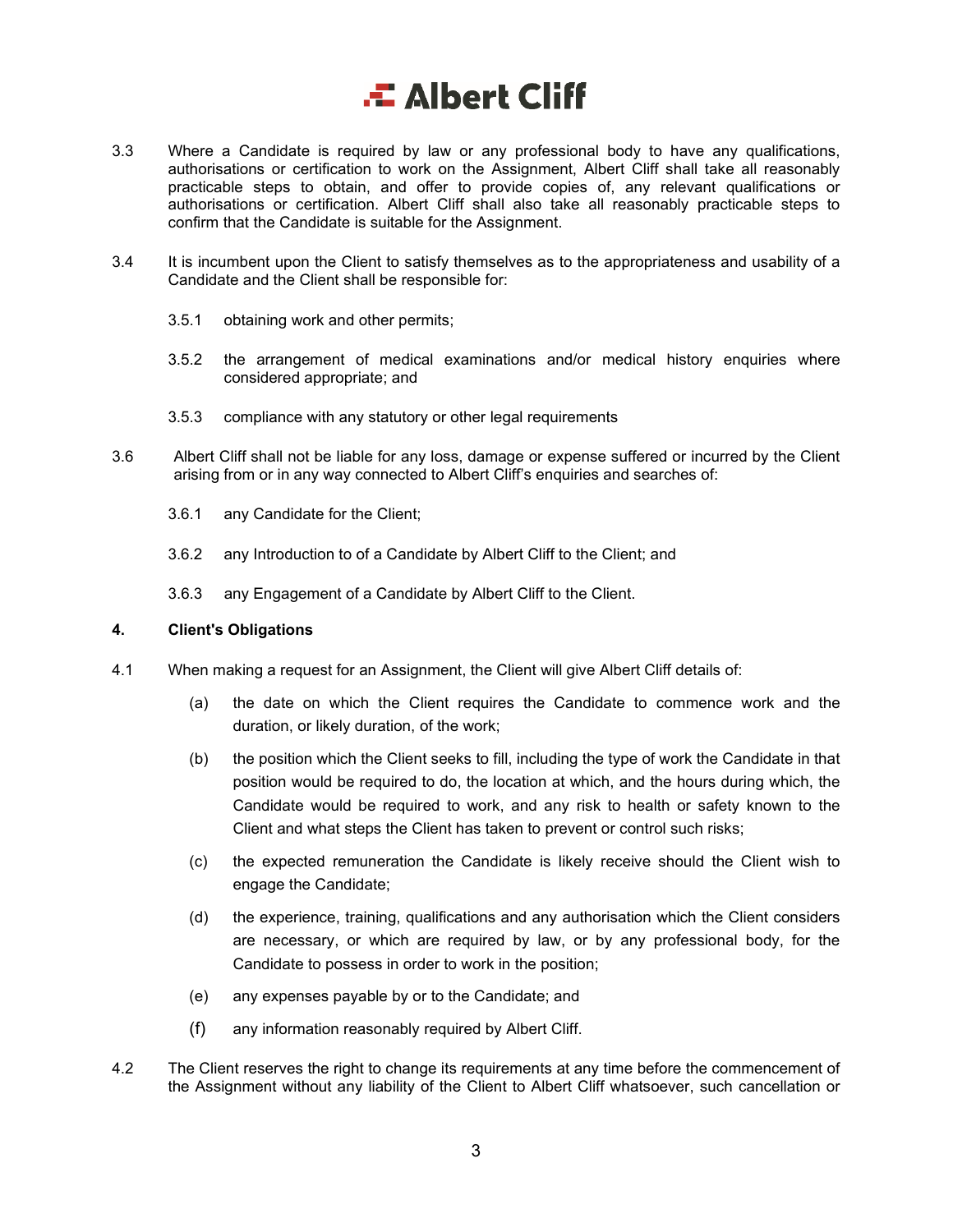3.3 Where a Candidate is required by law or any professional body to have any qualifications, authorisations or certification to work on the Assignment, Albert Cliff shall take all reasonably practicable steps to obtain, and offer to provide copies of, any relevant qualifications or authorisations or certification. Albert Cliff shall also take all reasonably practicable steps to confirm that the Candidate is suitable for the Assignment.

3.4 It is incumbent upon the Client to satisfy themselves as to the appropriateness and usability of a Candidate and the Client shall be responsible for:

3.5.1 obtaining work and other permits;

3.5.2 the arrangement of medical examinations and/or medical history enquiries where considered appropriate; and

3.5.3 compliance with any statutory or other legal requirements

3.6 Albert Cliff shall not be liable for any loss, damage or expense suffered or incurred by the Client arising from or in any way connected to Albert Cliff's enquiries and searches of:

3.6.1 any Candidate for the Client;

3.6.2 any Introduction to of a Candidate by Albert Cliff to the Client; and

3.6.3 any Engagement of a Candidate by Albert Cliff to the Client.

## 4. Client's Obligations

4.1 When making a request for an Assignment, the Client will give Albert Cliff details of:

(a) the date on which the Client requires the Candidate to commence work and the duration, or likely duration, of the work;

(b) the position which the Client seeks to fill, including the type of work the Candidate in that position would be required to do, the location at which, and the hours during which, the Candidate would be required to work, and any risk to health or safety known to the Client and what steps the Client has taken to prevent or control such risks;

(c) the expected remuneration the Candidate is likely receive should the Client wish to engage the Candidate;

(d) the experience, training, qualifications and any authorisation which the Client considers are necessary, or which are required by law, or by any professional body, for the Candidate to possess in order to work in the position;

(e) any expenses payable by or to the Candidate; and

(f) any information reasonably required by Albert Cliff.

4.2 The Client reserves the right to change its requirements at any time before the commencement of the Assignment without any liability of the Client to Albert Cliff whatsoever, such cancellation or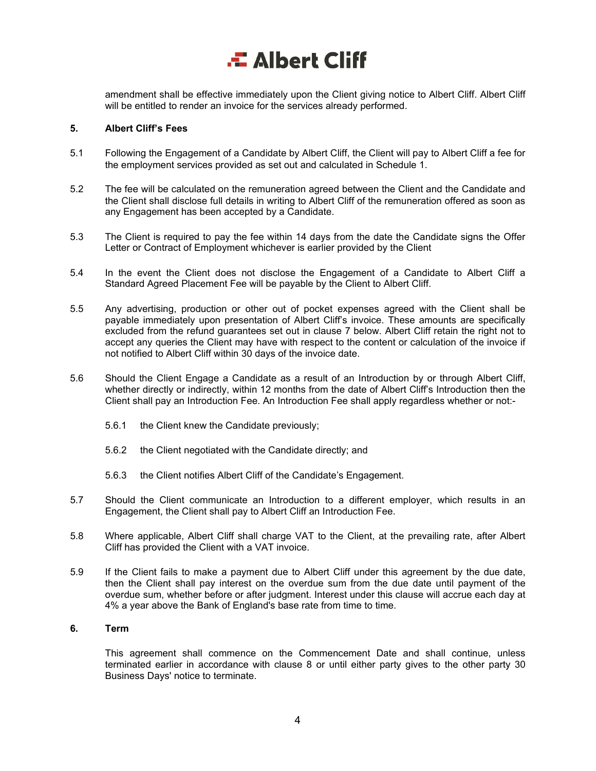amendment shall be effective immediately upon the Client giving notice to Albert Cliff. Albert Cliff will be entitled to render an invoice for the services already performed.

## 5. Albert Cliff's Fees

5.1 Following the Engagement of a Candidate by Albert Cliff, the Client will pay to Albert Cliff a fee for the employment services provided as set out and calculated in Schedule 1.

5.2 The fee will be calculated on the remuneration agreed between the Client and the Candidate and the Client shall disclose full details in writing to Albert Cliff of the remuneration offered as soon as any Engagement has been accepted by a Candidate.

5.3 The Client is required to pay the fee within 14 days from the date the Candidate signs the Offer Letter or Contract of Employment whichever is earlier provided by the Client

5.4 In the event the Client does not disclose the Engagement of a Candidate to Albert Cliff a Standard Agreed Placement Fee will be payable by the Client to Albert Cliff.

5.5 Any advertising, production or other out of pocket expenses agreed with the Client shall be payable immediately upon presentation of Albert Cliff's invoice. These amounts are specifically excluded from the refund guarantees set out in clause 7 below. Albert Cliff retain the right not to accept any queries the Client may have with respect to the content or calculation of the invoice if not notified to Albert Cliff within 30 days of the invoice date.

5.6 Should the Client Engage a Candidate as a result of an Introduction by or through Albert Cliff, whether directly or indirectly, within 12 months from the date of Albert Cliff's Introduction then the Client shall pay an Introduction Fee. An Introduction Fee shall apply regardless whether or not:-

- 5.6.1 the Client knew the Candidate previously;
- 5.6.2 the Client negotiated with the Candidate directly; and
- 5.6.3 the Client notifies Albert Cliff of the Candidate's Engagement.

5.7 Should the Client communicate an Introduction to a different employer, which results in an Engagement, the Client shall pay to Albert Cliff an Introduction Fee.

5.8 Where applicable, Albert Cliff shall charge VAT to the Client, at the prevailing rate, after Albert Cliff has provided the Client with a VAT invoice.

5.9 If the Client fails to make a payment due to Albert Cliff under this agreement by the due date, then the Client shall pay interest on the overdue sum from the due date until payment of the overdue sum, whether before or after judgment. Interest under this clause will accrue each day at 4% a year above the Bank of England's base rate from time to time.

## 6. Term

This agreement shall commence on the Commencement Date and shall continue, unless terminated earlier in accordance with clause 8 or until either party gives to the other party 30 Business Days' notice to terminate.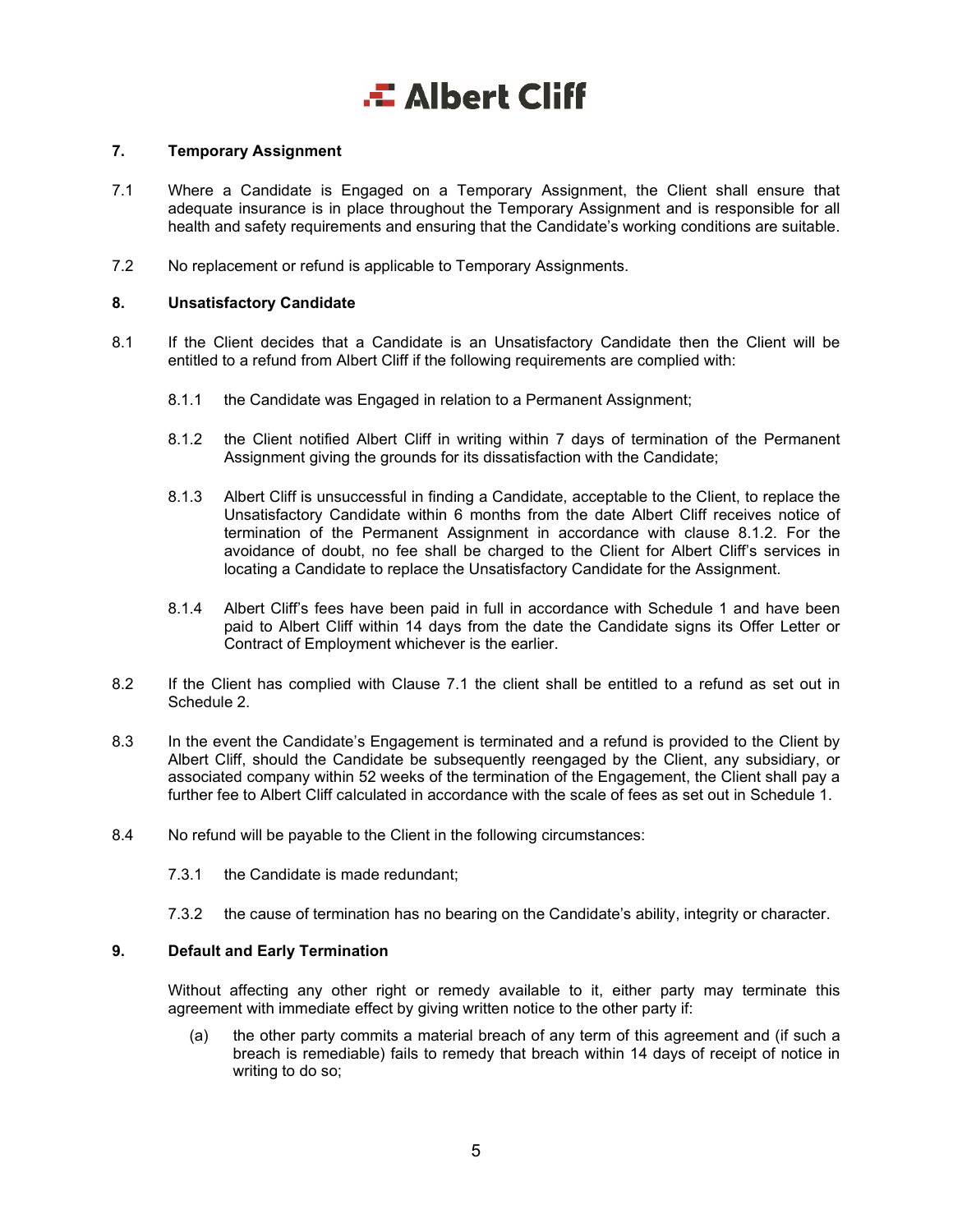## 7. Temporary Assignment

7.1 Where a Candidate is Engaged on a Temporary Assignment, the Client shall ensure that adequate insurance is in place throughout the Temporary Assignment and is responsible for all health and safety requirements and ensuring that the Candidate's working conditions are suitable.

7.2 No replacement or refund is applicable to Temporary Assignments.

## 8. Unsatisfactory Candidate

8.1 If the Client decides that a Candidate is an Unsatisfactory Candidate then the Client will be entitled to a refund from Albert Cliff if the following requirements are complied with:

8.1.1 the Candidate was Engaged in relation to a Permanent Assignment;

8.1.2 the Client notified Albert Cliff in writing within 7 days of termination of the Permanent Assignment giving the grounds for its dissatisfaction with the Candidate;

8.1.3 Albert Cliff is unsuccessful in finding a Candidate, acceptable to the Client, to replace the Unsatisfactory Candidate within 6 months from the date Albert Cliff receives notice of termination of the Permanent Assignment in accordance with clause 8.1.2. For the avoidance of doubt, no fee shall be charged to the Client for Albert Cliff's services in locating a Candidate to replace the Unsatisfactory Candidate for the Assignment.

8.1.4 Albert Cliff's fees have been paid in full in accordance with Schedule 1 and have been paid to Albert Cliff within 14 days from the date the Candidate signs its Offer Letter or Contract of Employment whichever is the earlier.

8.2 If the Client has complied with Clause 7.1 the client shall be entitled to a refund as set out in Schedule 2.

8.3 In the event the Candidate's Engagement is terminated and a refund is provided to the Client by Albert Cliff, should the Candidate be subsequently reengaged by the Client, any subsidiary, or associated company within 52 weeks of the termination of the Engagement, the Client shall pay a further fee to Albert Cliff calculated in accordance with the scale of fees as set out in Schedule 1.

8.4 No refund will be payable to the Client in the following circumstances:

7.3.1 the Candidate is made redundant;

7.3.2 the cause of termination has no bearing on the Candidate's ability, integrity or character.

## 9. Default and Early Termination

Without affecting any other right or remedy available to it, either party may terminate this agreement with immediate effect by giving written notice to the other party if:

(a) the other party commits a material breach of any term of this agreement and (if such a breach is remediable) fails to remedy that breach within 14 days of receipt of notice in writing to do so;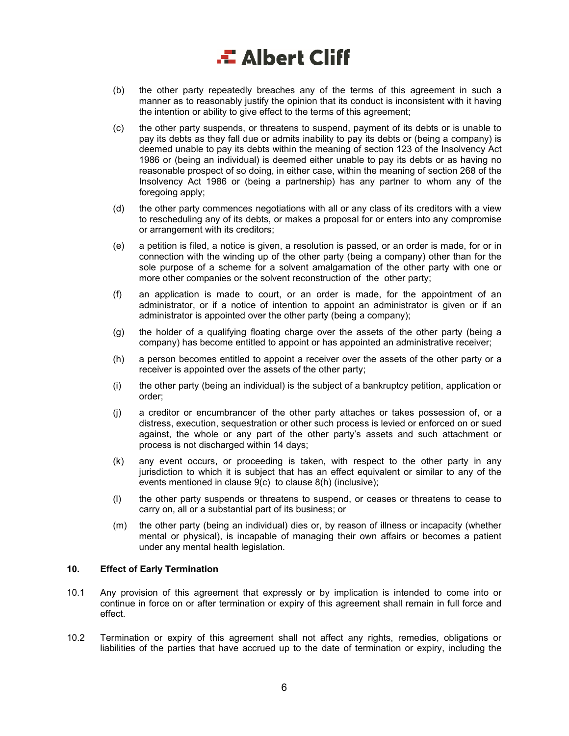(b) the other party repeatedly breaches any of the terms of this agreement in such a manner as to reasonably justify the opinion that its conduct is inconsistent with it having the intention or ability to give effect to the terms of this agreement;

(c) the other party suspends, or threatens to suspend, payment of its debts or is unable to pay its debts as they fall due or admits inability to pay its debts or (being a company) is deemed unable to pay its debts within the meaning of section 123 of the Insolvency Act 1986 or (being an individual) is deemed either unable to pay its debts or as having no reasonable prospect of so doing, in either case, within the meaning of section 268 of the Insolvency Act 1986 or (being a partnership) has any partner to whom any of the foregoing apply;

(d) the other party commences negotiations with all or any class of its creditors with a view to rescheduling any of its debts, or makes a proposal for or enters into any compromise or arrangement with its creditors;

(e) a petition is filed, a notice is given, a resolution is passed, or an order is made, for or in connection with the winding up of the other party (being a company) other than for the sole purpose of a scheme for a solvent amalgamation of the other party with one or more other companies or the solvent reconstruction of the other party;

(f) an application is made to court, or an order is made, for the appointment of an administrator, or if a notice of intention to appoint an administrator is given or if an administrator is appointed over the other party (being a company);

(g) the holder of a qualifying floating charge over the assets of the other party (being a company) has become entitled to appoint or has appointed an administrative receiver;

(h) a person becomes entitled to appoint a receiver over the assets of the other party or a receiver is appointed over the assets of the other party;

(i) the other party (being an individual) is the subject of a bankruptcy petition, application or order;

(j) a creditor or encumbrancer of the other party attaches or takes possession of, or a distress, execution, sequestration or other such process is levied or enforced on or sued against, the whole or any part of the other party's assets and such attachment or process is not discharged within 14 days;

(k) any event occurs, or proceeding is taken, with respect to the other party in any jurisdiction to which it is subject that has an effect equivalent or similar to any of the events mentioned in clause 9(c) to clause 8(h) (inclusive);

(l) the other party suspends or threatens to suspend, or ceases or threatens to cease to carry on, all or a substantial part of its business; or

(m) the other party (being an individual) dies or, by reason of illness or incapacity (whether mental or physical), is incapable of managing their own affairs or becomes a patient under any mental health legislation.

## 10. Effect of Early Termination

10.1 Any provision of this agreement that expressly or by implication is intended to come into or continue in force on or after termination or expiry of this agreement shall remain in full force and effect.

10.2 Termination or expiry of this agreement shall not affect any rights, remedies, obligations or liabilities of the parties that have accrued up to the date of termination or expiry, including the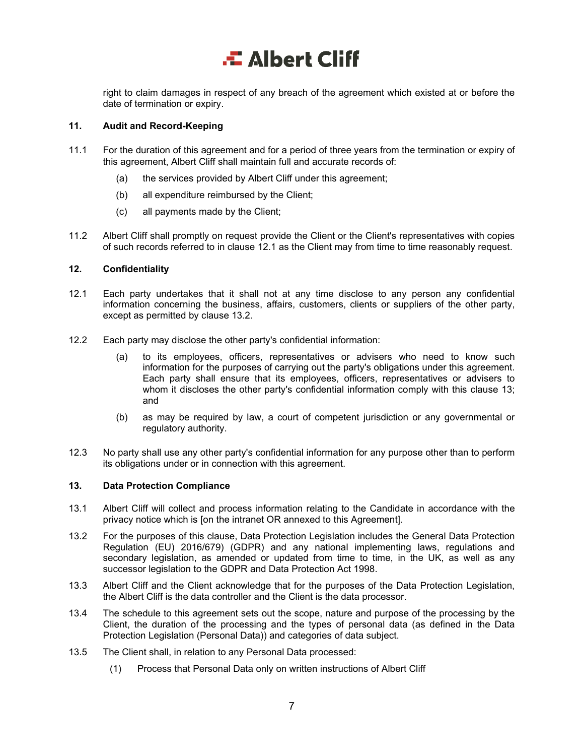right to claim damages in respect of any breach of the agreement which existed at or before the date of termination or expiry.

**11. Audit and Record-Keeping**

11.1 For the duration of this agreement and for a period of three years from the termination or expiry of this agreement, Albert Cliff shall maintain full and accurate records of:

(a) the services provided by Albert Cliff under this agreement;

(b) all expenditure reimbursed by the Client;

(c) all payments made by the Client;

11.2 Albert Cliff shall promptly on request provide the Client or the Client's representatives with copies of such records referred to in clause 12.1 as the Client may from time to time reasonably request.

**12. Confidentiality**

12.1 Each party undertakes that it shall not at any time disclose to any person any confidential information concerning the business, affairs, customers, clients or suppliers of the other party, except as permitted by clause 13.2.

12.2 Each party may disclose the other party's confidential information:

(a) to its employees, officers, representatives or advisers who need to know such information for the purposes of carrying out the party's obligations under this agreement. Each party shall ensure that its employees, officers, representatives or advisers to whom it discloses the other party's confidential information comply with this clause 13; and

(b) as may be required by law, a court of competent jurisdiction or any governmental or regulatory authority.

12.3 No party shall use any other party's confidential information for any purpose other than to perform its obligations under or in connection with this agreement.

**13. Data Protection Compliance**

13.1 Albert Cliff will collect and process information relating to the Candidate in accordance with the privacy notice which is [on the intranet OR annexed to this Agreement].

13.2 For the purposes of this clause, Data Protection Legislation includes the General Data Protection Regulation (EU) 2016/679) (GDPR) and any national implementing laws, regulations and secondary legislation, as amended or updated from time to time, in the UK, as well as any successor legislation to the GDPR and Data Protection Act 1998.

13.3 Albert Cliff and the Client acknowledge that for the purposes of the Data Protection Legislation, the Albert Cliff is the data controller and the Client is the data processor.

13.4 The schedule to this agreement sets out the scope, nature and purpose of the processing by the Client, the duration of the processing and the types of personal data (as defined in the Data Protection Legislation (Personal Data)) and categories of data subject.

13.5 The Client shall, in relation to any Personal Data processed:

(1) Process that Personal Data only on written instructions of Albert Cliff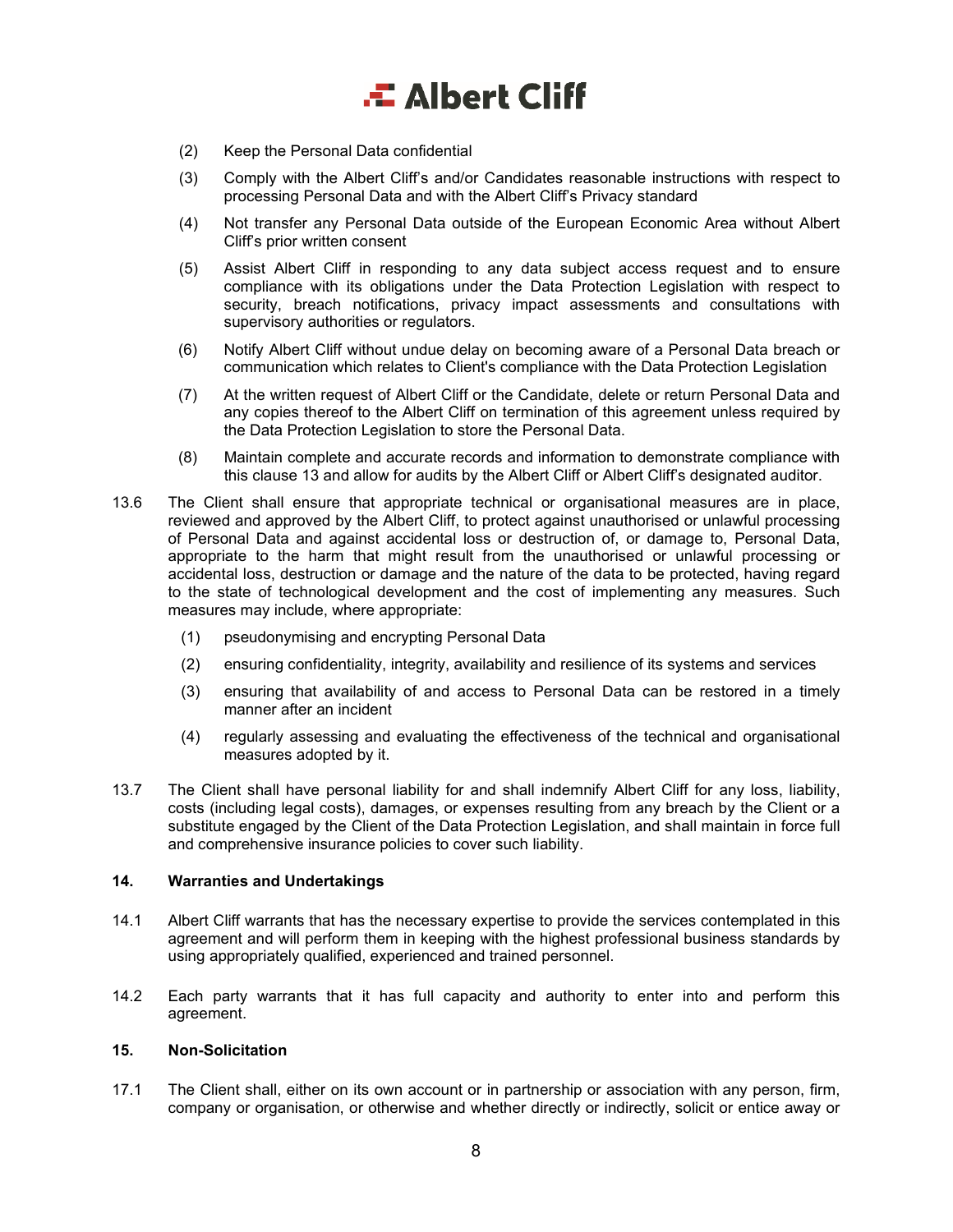(2) Keep the Personal Data confidential

(3) Comply with the Albert Cliff's and/or Candidates reasonable instructions with respect to processing Personal Data and with the Albert Cliff's Privacy standard

(4) Not transfer any Personal Data outside of the European Economic Area without Albert Cliff's prior written consent

(5) Assist Albert Cliff in responding to any data subject access request and to ensure compliance with its obligations under the Data Protection Legislation with respect to security, breach notifications, privacy impact assessments and consultations with supervisory authorities or regulators.

(6) Notify Albert Cliff without undue delay on becoming aware of a Personal Data breach or communication which relates to Client's compliance with the Data Protection Legislation

(7) At the written request of Albert Cliff or the Candidate, delete or return Personal Data and any copies thereof to the Albert Cliff on termination of this agreement unless required by the Data Protection Legislation to store the Personal Data.

(8) Maintain complete and accurate records and information to demonstrate compliance with this clause 13 and allow for audits by the Albert Cliff or Albert Cliff's designated auditor.

13.6 The Client shall ensure that appropriate technical or organisational measures are in place, reviewed and approved by the Albert Cliff, to protect against unauthorised or unlawful processing of Personal Data and against accidental loss or destruction of, or damage to, Personal Data, appropriate to the harm that might result from the unauthorised or unlawful processing or accidental loss, destruction or damage and the nature of the data to be protected, having regard to the state of technological development and the cost of implementing any measures. Such measures may include, where appropriate:

(1) pseudonymising and encrypting Personal Data

(2) ensuring confidentiality, integrity, availability and resilience of its systems and services

(3) ensuring that availability of and access to Personal Data can be restored in a timely manner after an incident

(4) regularly assessing and evaluating the effectiveness of the technical and organisational measures adopted by it.

13.7 The Client shall have personal liability for and shall indemnify Albert Cliff for any loss, liability, costs (including legal costs), damages, or expenses resulting from any breach by the Client or a substitute engaged by the Client of the Data Protection Legislation, and shall maintain in force full and comprehensive insurance policies to cover such liability.

**14. Warranties and Undertakings**

14.1 Albert Cliff warrants that has the necessary expertise to provide the services contemplated in this agreement and will perform them in keeping with the highest professional business standards by using appropriately qualified, experienced and trained personnel.

14.2 Each party warrants that it has full capacity and authority to enter into and perform this agreement.

**15. Non-Solicitation**

17.1 The Client shall, either on its own account or in partnership or association with any person, firm, company or organisation, or otherwise and whether directly or indirectly, solicit or entice away or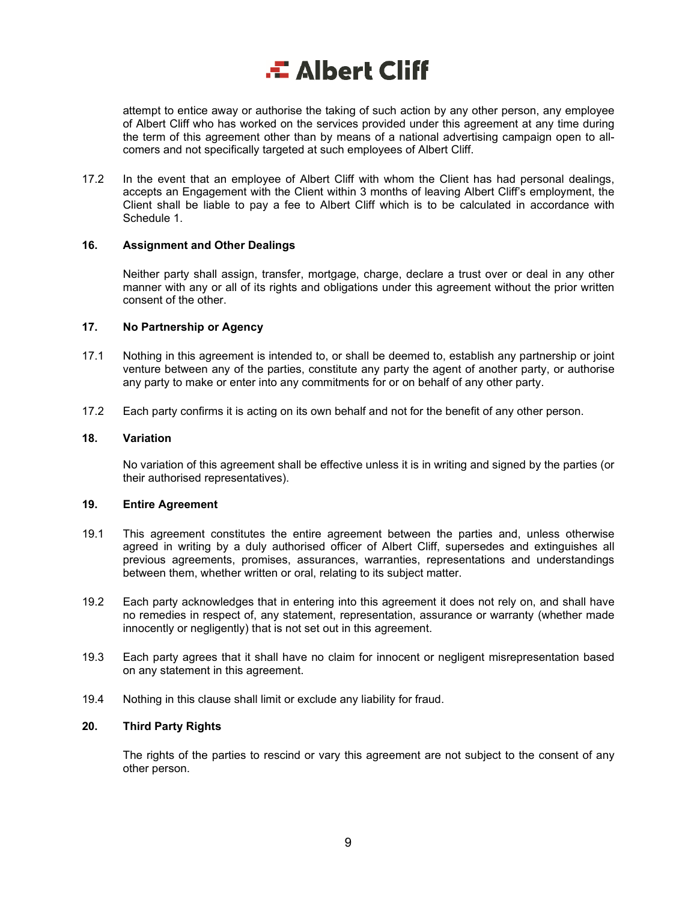attempt to entice away or authorise the taking of such action by any other person, any employee of Albert Cliff who has worked on the services provided under this agreement at any time during the term of this agreement other than by means of a national advertising campaign open to all-comers and not specifically targeted at such employees of Albert Cliff.

17.2 In the event that an employee of Albert Cliff with whom the Client has had personal dealings, accepts an Engagement with the Client within 3 months of leaving Albert Cliff's employment, the Client shall be liable to pay a fee to Albert Cliff which is to be calculated in accordance with Schedule 1.

### 16. Assignment and Other Dealings

Neither party shall assign, transfer, mortgage, charge, declare a trust over or deal in any other manner with any or all of its rights and obligations under this agreement without the prior written consent of the other.

### 17. No Partnership or Agency

17.1 Nothing in this agreement is intended to, or shall be deemed to, establish any partnership or joint venture between any of the parties, constitute any party the agent of another party, or authorise any party to make or enter into any commitments for or on behalf of any other party.

17.2 Each party confirms it is acting on its own behalf and not for the benefit of any other person.

### 18. Variation

No variation of this agreement shall be effective unless it is in writing and signed by the parties (or their authorised representatives).

### 19. Entire Agreement

19.1 This agreement constitutes the entire agreement between the parties and, unless otherwise agreed in writing by a duly authorised officer of Albert Cliff, supersedes and extinguishes all previous agreements, promises, assurances, warranties, representations and understandings between them, whether written or oral, relating to its subject matter.

19.2 Each party acknowledges that in entering into this agreement it does not rely on, and shall have no remedies in respect of, any statement, representation, assurance or warranty (whether made innocently or negligently) that is not set out in this agreement.

19.3 Each party agrees that it shall have no claim for innocent or negligent misrepresentation based on any statement in this agreement.

19.4 Nothing in this clause shall limit or exclude any liability for fraud.

### 20. Third Party Rights

The rights of the parties to rescind or vary this agreement are not subject to the consent of any other person.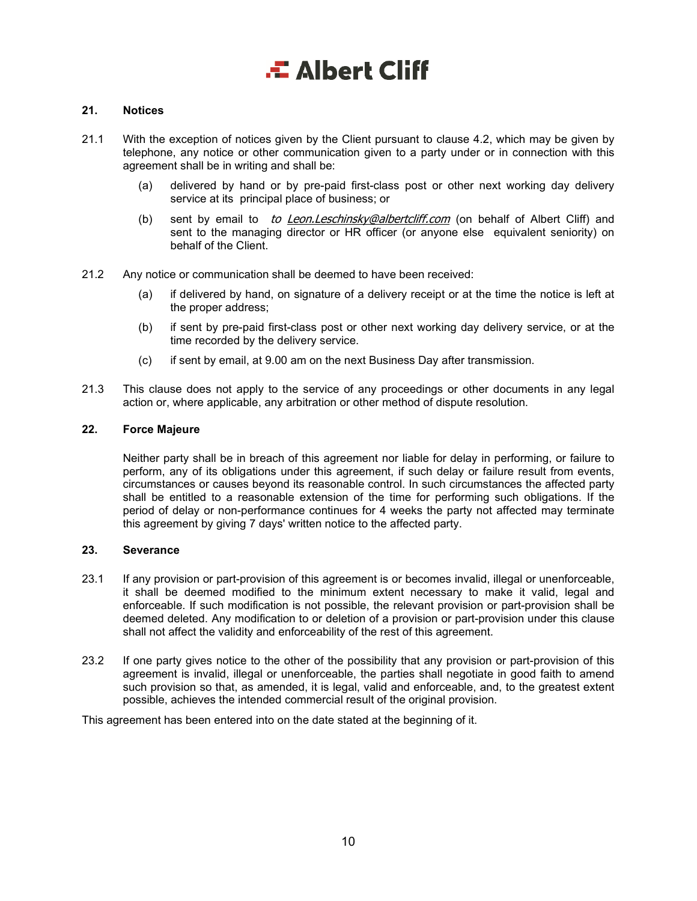## 21. Notices

21.1 With the exception of notices given by the Client pursuant to clause 4.2, which may be given by telephone, any notice or other communication given to a party under or in connection with this agreement shall be in writing and shall be:

(a) delivered by hand or by pre-paid first-class post or other next working day delivery service at its principal place of business; or

(b) sent by email to *to Leon.Leschinsky@albertcliff.com* (on behalf of Albert Cliff) and sent to the managing director or HR officer (or anyone else equivalent seniority) on behalf of the Client.

21.2 Any notice or communication shall be deemed to have been received:

(a) if delivered by hand, on signature of a delivery receipt or at the time the notice is left at the proper address;

(b) if sent by pre-paid first-class post or other next working day delivery service, or at the time recorded by the delivery service.

(c) if sent by email, at 9.00 am on the next Business Day after transmission.

21.3 This clause does not apply to the service of any proceedings or other documents in any legal action or, where applicable, any arbitration or other method of dispute resolution.

## 22. Force Majeure

Neither party shall be in breach of this agreement nor liable for delay in performing, or failure to perform, any of its obligations under this agreement, if such delay or failure result from events, circumstances or causes beyond its reasonable control. In such circumstances the affected party shall be entitled to a reasonable extension of the time for performing such obligations. If the period of delay or non-performance continues for 4 weeks the party not affected may terminate this agreement by giving 7 days' written notice to the affected party.

## 23. Severance

23.1 If any provision or part-provision of this agreement is or becomes invalid, illegal or unenforceable, it shall be deemed modified to the minimum extent necessary to make it valid, legal and enforceable. If such modification is not possible, the relevant provision or part-provision shall be deemed deleted. Any modification to or deletion of a provision or part-provision under this clause shall not affect the validity and enforceability of the rest of this agreement.

23.2 If one party gives notice to the other of the possibility that any provision or part-provision of this agreement is invalid, illegal or unenforceable, the parties shall negotiate in good faith to amend such provision so that, as amended, it is legal, valid and enforceable, and, to the greatest extent possible, achieves the intended commercial result of the original provision.

This agreement has been entered into on the date stated at the beginning of it.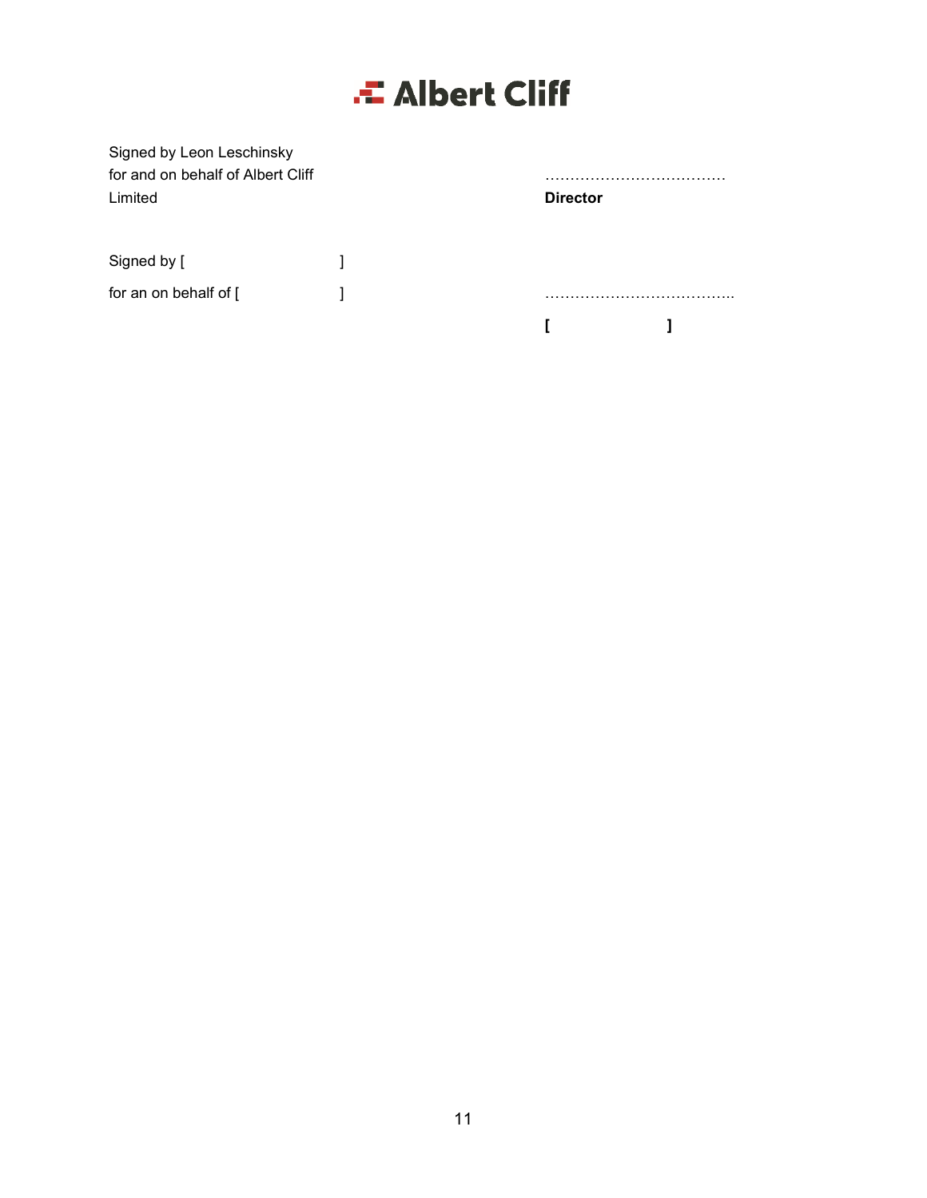**Albert Cliff**

| | |
|---|---|
| Signed by Leon Leschinsky for and on behalf of Albert Cliff Limited | ……………………………… **Director** |
| Signed by [ ] for an on behalf of [ ] | ……………………………….. **[ ]** |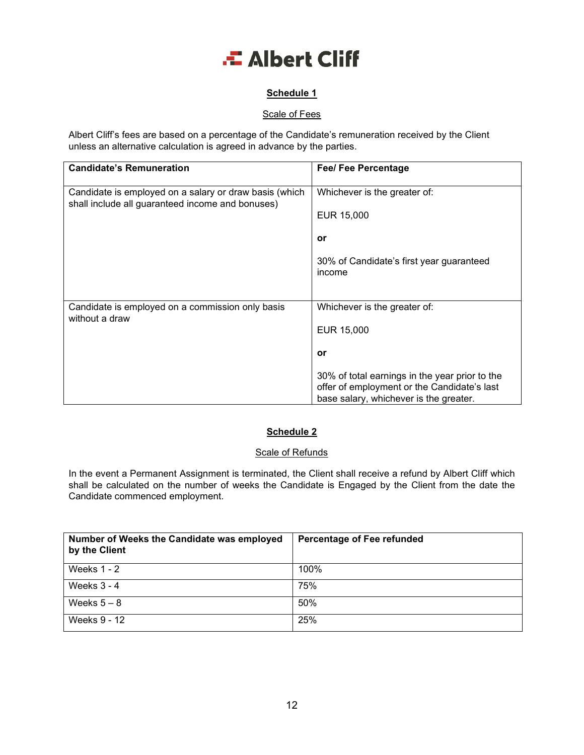# Albert Cliff

## Schedule 1

### Scale of Fees

Albert Cliff's fees are based on a percentage of the Candidate's remuneration received by the Client unless an alternative calculation is agreed in advance by the parties.

| Candidate's Remuneration | Fee/ Fee Percentage |
|---|---|
| Candidate is employed on a salary or draw basis (which shall include all guaranteed income and bonuses) | Whichever is the greater of:<br><br>EUR 15,000<br><br>**or**<br><br>30% of Candidate's first year guaranteed income |
| Candidate is employed on a commission only basis without a draw | Whichever is the greater of:<br><br>EUR 15,000<br><br>**or**<br><br>30% of total earnings in the year prior to the offer of employment or the Candidate's last base salary, whichever is the greater. |

## Schedule 2

### Scale of Refunds

In the event a Permanent Assignment is terminated, the Client shall receive a refund by Albert Cliff which shall be calculated on the number of weeks the Candidate is Engaged by the Client from the date the Candidate commenced employment.

| Number of Weeks the Candidate was employed by the Client | Percentage of Fee refunded |
|---|---|
| Weeks 1 - 2 | 100% |
| Weeks 3 - 4 | 75% |
| Weeks 5 – 8 | 50% |
| Weeks 9 - 12 | 25% |